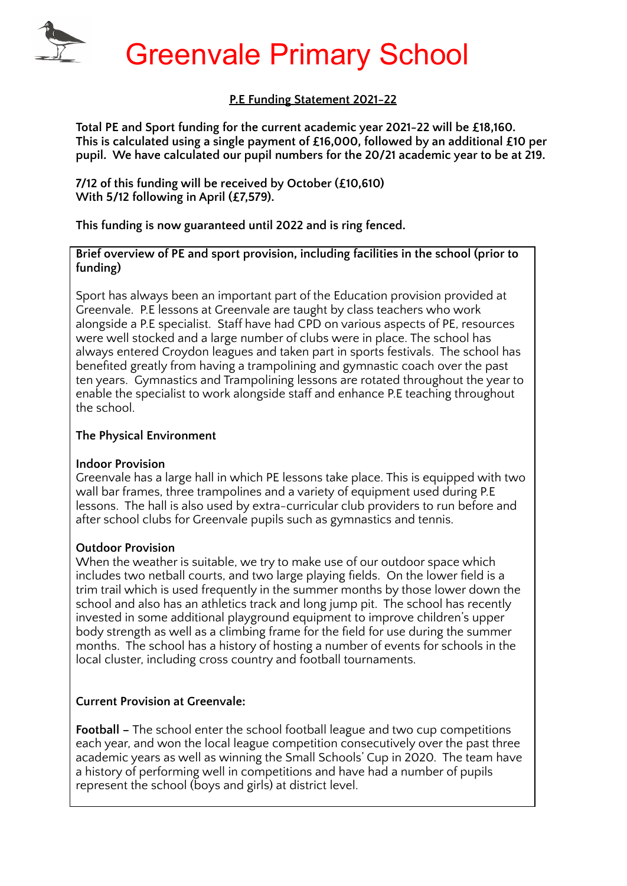# Greenvale Primary School

## P.E Funding Statement 2021-22

**Total PE and Sport funding for the current academic year 2021-22 will be £18,160. This is calculated using a single payment of £16,000, followed by an additional £10 per pupil. We have calculated our pupil numbers for the 20/21 academic year to be at 219.**

**7/12 of this funding will be received by October (£10,610)**
**With 5/12 following in April (£7,579).**

**This funding is now guaranteed until 2022 and is ring fenced.**

**Brief overview of PE and sport provision, including facilities in the school (prior to funding)**

Sport has always been an important part of the Education provision provided at Greenvale. P.E lessons at Greenvale are taught by class teachers who work alongside a P.E specialist. Staff have had CPD on various aspects of PE, resources were well stocked and a large number of clubs were in place. The school has always entered Croydon leagues and taken part in sports festivals. The school has benefited greatly from having a trampolining and gymnastic coach over the past ten years. Gymnastics and Trampolining lessons are rotated throughout the year to enable the specialist to work alongside staff and enhance P.E teaching throughout the school.

**The Physical Environment**

**Indoor Provision**
Greenvale has a large hall in which PE lessons take place. This is equipped with two wall bar frames, three trampolines and a variety of equipment used during P.E lessons. The hall is also used by extra-curricular club providers to run before and after school clubs for Greenvale pupils such as gymnastics and tennis.

**Outdoor Provision**
When the weather is suitable, we try to make use of our outdoor space which includes two netball courts, and two large playing fields. On the lower field is a trim trail which is used frequently in the summer months by those lower down the school and also has an athletics track and long jump pit. The school has recently invested in some additional playground equipment to improve children's upper body strength as well as a climbing frame for the field for use during the summer months. The school has a history of hosting a number of events for schools in the local cluster, including cross country and football tournaments.

**Current Provision at Greenvale:**

**Football** – The school enter the school football league and two cup competitions each year, and won the local league competition consecutively over the past three academic years as well as winning the Small Schools' Cup in 2020. The team have a history of performing well in competitions and have had a number of pupils represent the school (boys and girls) at district level.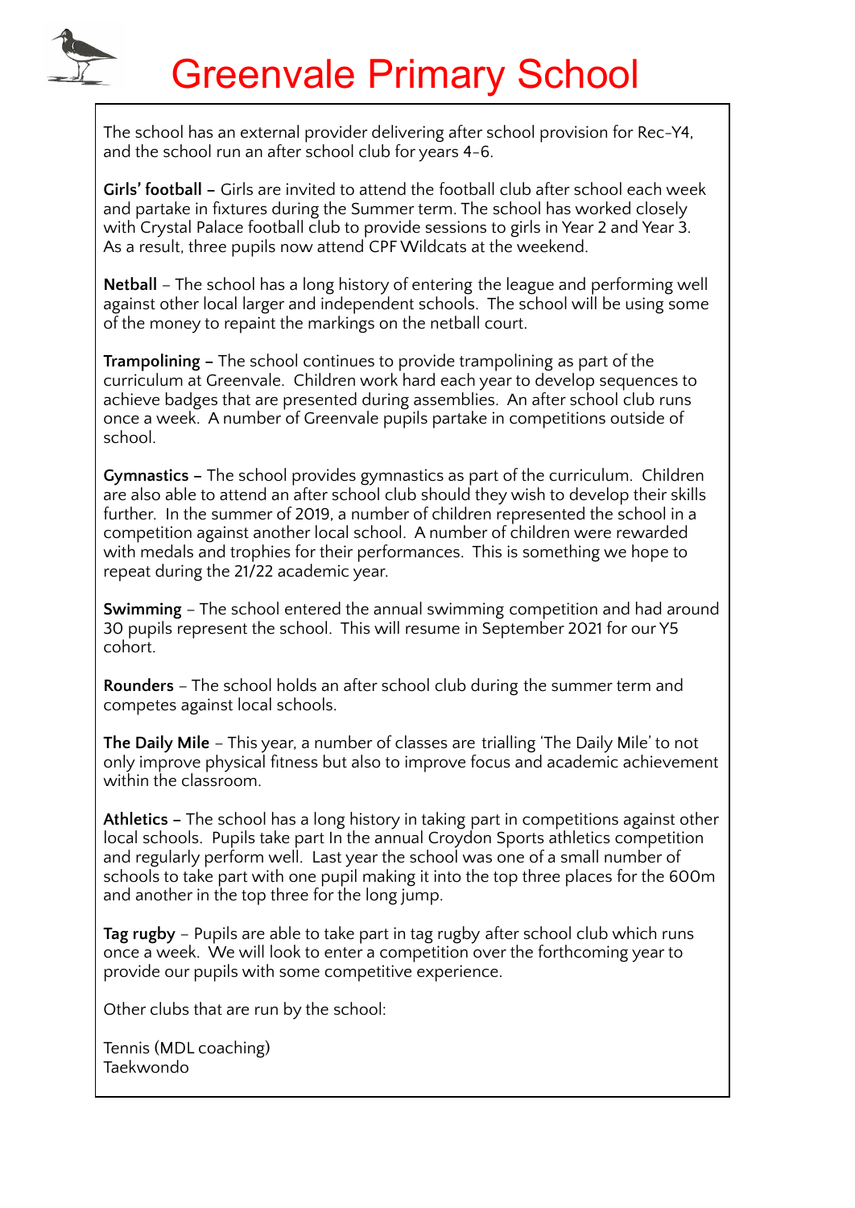# Greenvale Primary School

The school has an external provider delivering after school provision for Rec-Y4, and the school run an after school club for years 4-6.

**Girls' football –** Girls are invited to attend the football club after school each week and partake in fixtures during the Summer term. The school has worked closely with Crystal Palace football club to provide sessions to girls in Year 2 and Year 3. As a result, three pupils now attend CPF Wildcats at the weekend.

**Netball** – The school has a long history of entering the league and performing well against other local larger and independent schools. The school will be using some of the money to repaint the markings on the netball court.

**Trampolining –** The school continues to provide trampolining as part of the curriculum at Greenvale. Children work hard each year to develop sequences to achieve badges that are presented during assemblies. An after school club runs once a week. A number of Greenvale pupils partake in competitions outside of school.

**Gymnastics –** The school provides gymnastics as part of the curriculum. Children are also able to attend an after school club should they wish to develop their skills further. In the summer of 2019, a number of children represented the school in a competition against another local school. A number of children were rewarded with medals and trophies for their performances. This is something we hope to repeat during the 21/22 academic year.

**Swimming** – The school entered the annual swimming competition and had around 30 pupils represent the school. This will resume in September 2021 for our Y5 cohort.

**Rounders** – The school holds an after school club during the summer term and competes against local schools.

**The Daily Mile** – This year, a number of classes are trialling 'The Daily Mile' to not only improve physical fitness but also to improve focus and academic achievement within the classroom.

**Athletics –** The school has a long history in taking part in competitions against other local schools. Pupils take part In the annual Croydon Sports athletics competition and regularly perform well. Last year the school was one of a small number of schools to take part with one pupil making it into the top three places for the 600m and another in the top three for the long jump.

**Tag rugby** – Pupils are able to take part in tag rugby after school club which runs once a week. We will look to enter a competition over the forthcoming year to provide our pupils with some competitive experience.

Other clubs that are run by the school:

Tennis (MDL coaching)
Taekwondo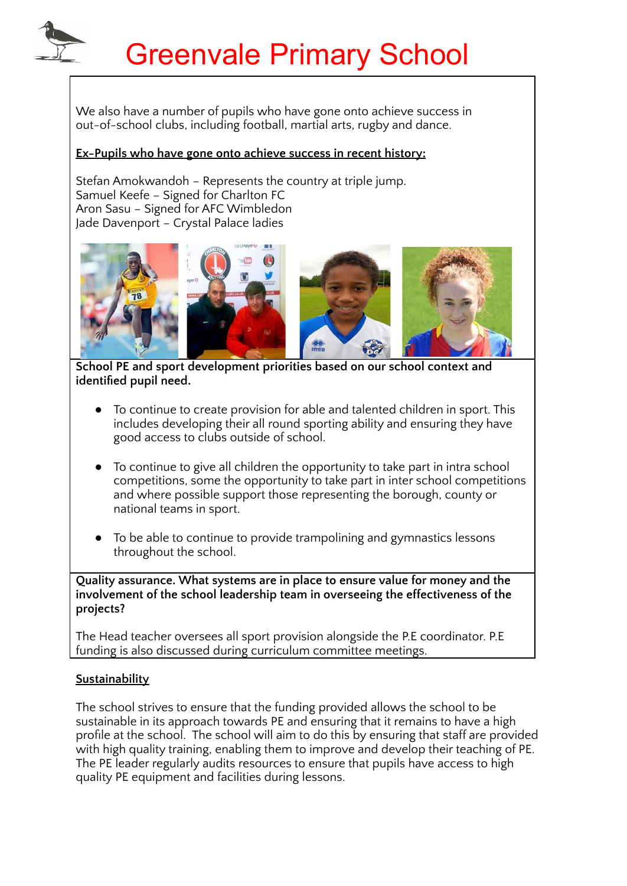# Greenvale Primary School

We also have a number of pupils who have gone onto achieve success in out-of-school clubs, including football, martial arts, rugby and dance.

**Ex-Pupils who have gone onto achieve success in recent history:**

Stefan Amokwandoh – Represents the country at triple jump.
Samuel Keefe – Signed for Charlton FC
Aron Sasu – Signed for AFC Wimbledon
Jade Davenport – Crystal Palace ladies

**School PE and sport development priorities based on our school context and identified pupil need.**

- To continue to create provision for able and talented children in sport. This includes developing their all round sporting ability and ensuring they have good access to clubs outside of school.
- To continue to give all children the opportunity to take part in intra school competitions, some the opportunity to take part in inter school competitions and where possible support those representing the borough, county or national teams in sport.
- To be able to continue to provide trampolining and gymnastics lessons throughout the school.

**Quality assurance. What systems are in place to ensure value for money and the involvement of the school leadership team in overseeing the effectiveness of the projects?**

The Head teacher oversees all sport provision alongside the P.E coordinator. P.E funding is also discussed during curriculum committee meetings.

**Sustainability**

The school strives to ensure that the funding provided allows the school to be sustainable in its approach towards PE and ensuring that it remains to have a high profile at the school. The school will aim to do this by ensuring that staff are provided with high quality training, enabling them to improve and develop their teaching of PE. The PE leader regularly audits resources to ensure that pupils have access to high quality PE equipment and facilities during lessons.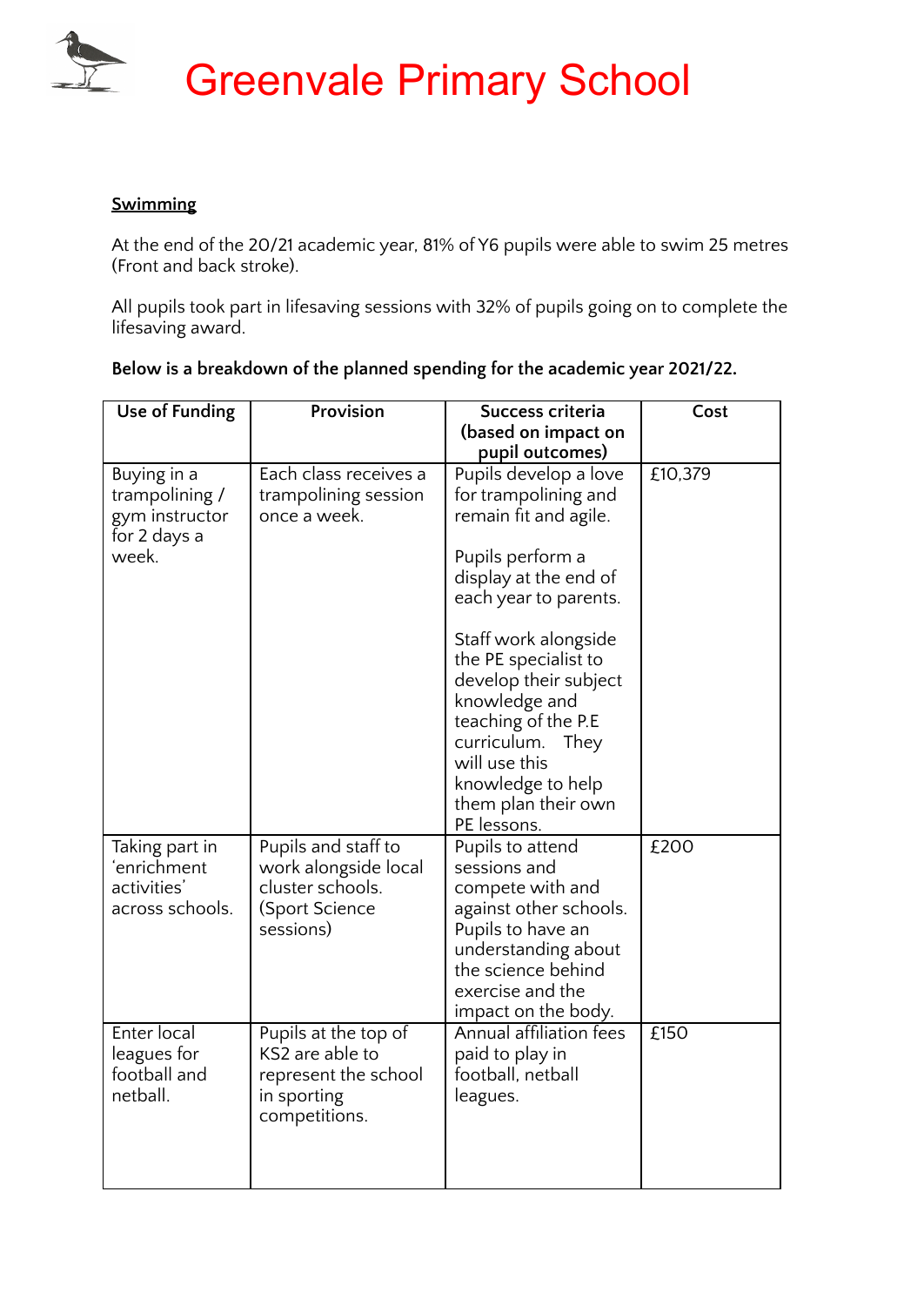# Greenvale Primary School

**Swimming**

At the end of the 20/21 academic year, 81% of Y6 pupils were able to swim 25 metres (Front and back stroke).

All pupils took part in lifesaving sessions with 32% of pupils going on to complete the lifesaving award.

**Below is a breakdown of the planned spending for the academic year 2021/22.**

| Use of Funding | Provision | Success criteria (based on impact on pupil outcomes) | Cost |
|---|---|---|---|
| Buying in a trampolining / gym instructor for 2 days a week. | Each class receives a trampolining session once a week. | Pupils develop a love for trampolining and remain fit and agile.<br><br>Pupils perform a display at the end of each year to parents.<br><br>Staff work alongside the PE specialist to develop their subject knowledge and teaching of the P.E curriculum. They will use this knowledge to help them plan their own PE lessons. | £10,379 |
| Taking part in 'enrichment activities' across schools. | Pupils and staff to work alongside local cluster schools. (Sport Science sessions) | Pupils to attend sessions and compete with and against other schools. Pupils to have an understanding about the science behind exercise and the impact on the body. | £200 |
| Enter local leagues for football and netball. | Pupils at the top of KS2 are able to represent the school in sporting competitions. | Annual affiliation fees paid to play in football, netball leagues. | £150 |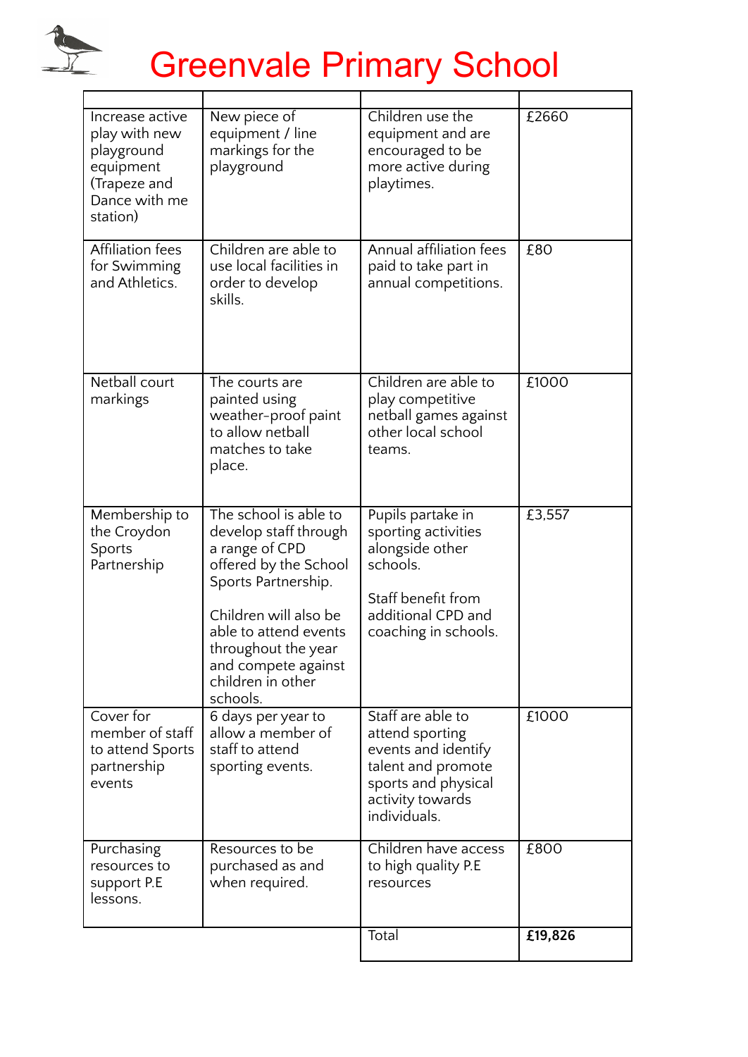# Greenvale Primary School

| | | | |
|---|---|---|---|
| Increase active play with new playground equipment (Trapeze and Dance with me station) | New piece of equipment / line markings for the playground | Children use the equipment and are encouraged to be more active during playtimes. | £2660 |
| Affiliation fees for Swimming and Athletics. | Children are able to use local facilities in order to develop skills. | Annual affiliation fees paid to take part in annual competitions. | £80 |
| Netball court markings | The courts are painted using weather-proof paint to allow netball matches to take place. | Children are able to play competitive netball games against other local school teams. | £1000 |
| Membership to the Croydon Sports Partnership | The school is able to develop staff through a range of CPD offered by the School Sports Partnership.<br><br>Children will also be able to attend events throughout the year and compete against children in other schools. | Pupils partake in sporting activities alongside other schools.<br><br>Staff benefit from additional CPD and coaching in schools. | £3,557 |
| Cover for member of staff to attend Sports partnership events | 6 days per year to allow a member of staff to attend sporting events. | Staff are able to attend sporting events and identify talent and promote sports and physical activity towards individuals. | £1000 |
| Purchasing resources to support P.E lessons. | Resources to be purchased as and when required. | Children have access to high quality P.E resources | £800 |
| | | Total | **£19,826** |